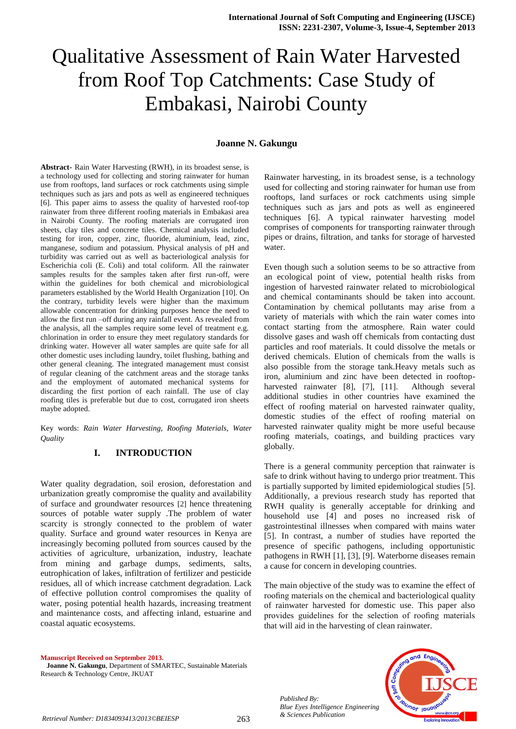# Qualitative Assessment of Rain Water Harvested from Roof Top Catchments: Case Study of Embakasi, Nairobi County

**Joanne N. Gakungu**

**Abstract-** Rain Water Harvesting (RWH), in its broadest sense, is a technology used for collecting and storing rainwater for human use from rooftops, land surfaces or rock catchments using simple techniques such as jars and pots as well as engineered techniques [6]. This paper aims to assess the quality of harvested roof-top rainwater from three different roofing materials in Embakasi area in Nairobi County. The roofing materials are corrugated iron sheets, clay tiles and concrete tiles. Chemical analysis included testing for iron, copper, zinc, fluoride, aluminium, lead, zinc, manganese, sodium and potassium. Physical analysis of pH and turbidity was carried out as well as bacteriological analysis for Escherichia coli (E. Coli) and total coliform. All the rainwater samples results for the samples taken after first run-off, were within the guidelines for both chemical and microbiological parameters established by the World Health Organization [10]. On the contrary, turbidity levels were higher than the maximum allowable concentration for drinking purposes hence the need to allow the first run –off during any rainfall event. As revealed from the analysis, all the samples require some level of treatment e.g. chlorination in order to ensure they meet regulatory standards for drinking water. However all water samples are quite safe for all other domestic uses including laundry, toilet flushing, bathing and other general cleaning. The integrated management must consist of regular cleaning of the catchment areas and the storage tanks and the employment of automated mechanical systems for discarding the first portion of each rainfall. The use of clay roofing tiles is preferable but due to cost, corrugated iron sheets maybe adopted.

Key words: *Rain Water Harvesting, Roofing Materials, Water Quality*

## I. INTRODUCTION

Water quality degradation, soil erosion, deforestation and urbanization greatly compromise the quality and availability of surface and groundwater resources [2] hence threatening sources of potable water supply .The problem of water scarcity is strongly connected to the problem of water quality. Surface and ground water resources in Kenya are increasingly becoming polluted from sources caused by the activities of agriculture, urbanization, industry, leachate from mining and garbage dumps, sediments, salts, eutrophication of lakes, infiltration of fertilizer and pesticide residues, all of which increase catchment degradation. Lack of effective pollution control compromises the quality of water, posing potential health hazards, increasing treatment and maintenance costs, and affecting inland, estuarine and coastal aquatic ecosystems.

Rainwater harvesting, in its broadest sense, is a technology used for collecting and storing rainwater for human use from rooftops, land surfaces or rock catchments using simple techniques such as jars and pots as well as engineered techniques [6]. A typical rainwater harvesting model comprises of components for transporting rainwater through pipes or drains, filtration, and tanks for storage of harvested water.

Even though such a solution seems to be so attractive from an ecological point of view, potential health risks from ingestion of harvested rainwater related to microbiological and chemical contaminants should be taken into account. Contamination by chemical pollutants may arise from a variety of materials with which the rain water comes into contact starting from the atmosphere. Rain water could dissolve gases and wash off chemicals from contacting dust particles and roof materials. It could dissolve the metals or derived chemicals. Elution of chemicals from the walls is also possible from the storage tank.Heavy metals such as iron, aluminium and zinc have been detected in rooftop-harvested rainwater [8], [7], [11]. Although several additional studies in other countries have examined the effect of roofing material on harvested rainwater quality, domestic studies of the effect of roofing material on harvested rainwater quality might be more useful because roofing materials, coatings, and building practices vary globally.

There is a general community perception that rainwater is safe to drink without having to undergo prior treatment. This is partially supported by limited epidemiological studies [5]. Additionally, a previous research study has reported that RWH quality is generally acceptable for drinking and household use [4] and poses no increased risk of gastrointestinal illnesses when compared with mains water [5]. In contrast, a number of studies have reported the presence of specific pathogens, including opportunistic pathogens in RWH [1], [3], [9]. Waterborne diseases remain a cause for concern in developing countries.

The main objective of the study was to examine the effect of roofing materials on the chemical and bacteriological quality of rainwater harvested for domestic use. This paper also provides guidelines for the selection of roofing materials that will aid in the harvesting of clean rainwater.

**Manuscript Received on September 2013.**

**Joanne N. Gakungu**, Department of SMARTEC, Sustainable Materials Research & Technology Centre, JKUAT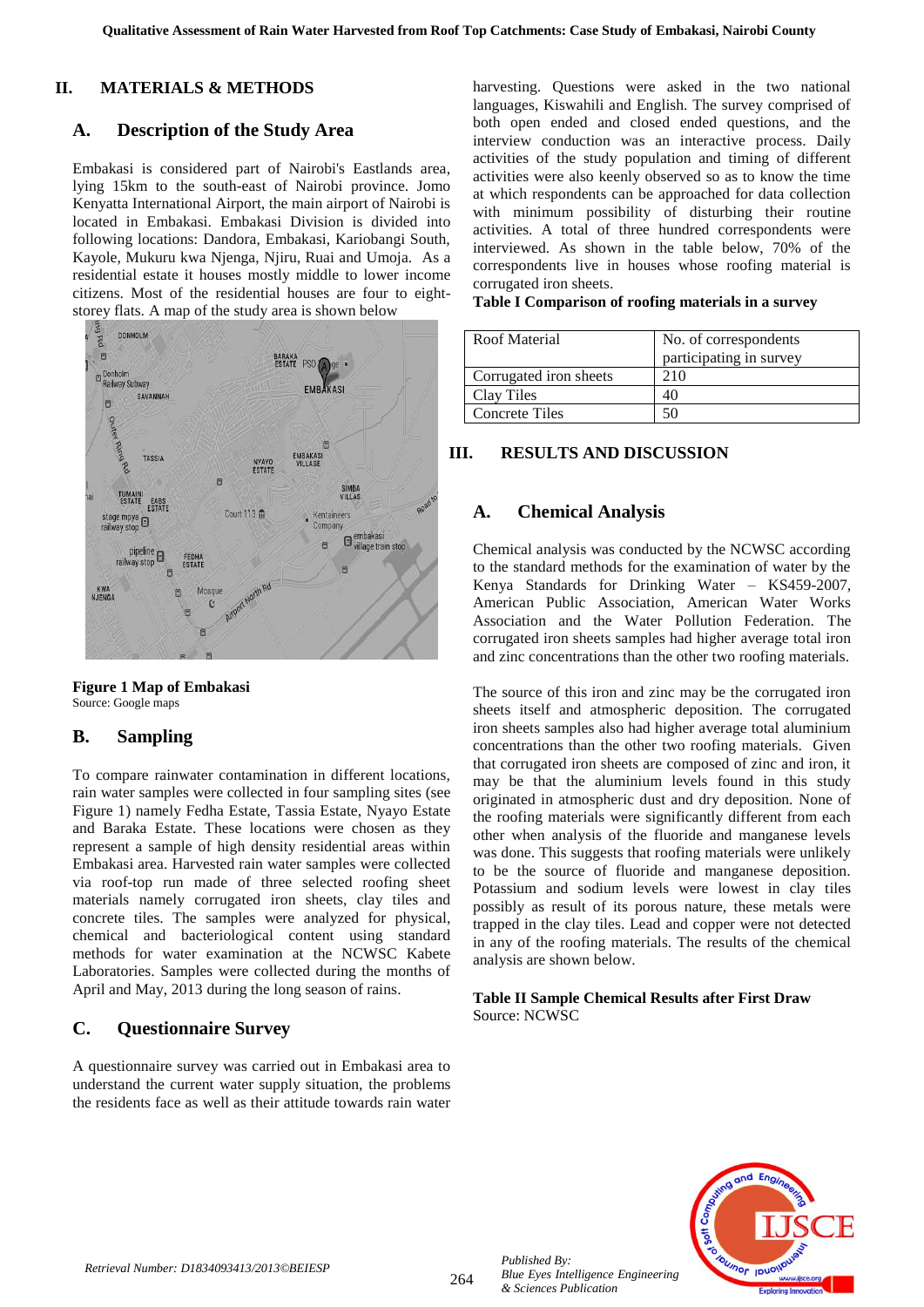## II. MATERIALS & METHODS

### A. Description of the Study Area

Embakasi is considered part of Nairobi's Eastlands area, lying 15km to the south-east of Nairobi province. Jomo Kenyatta International Airport, the main airport of Nairobi is located in Embakasi. Embakasi Division is divided into following locations: Dandora, Embakasi, Kariobangi South, Kayole, Mukuru kwa Njenga, Njiru, Ruai and Umoja. As a residential estate it houses mostly middle to lower income citizens. Most of the residential houses are four to eight-storey flats. A map of the study area is shown below

**Figure 1 Map of Embakasi**
Source: Google maps

### B. Sampling

To compare rainwater contamination in different locations, rain water samples were collected in four sampling sites (see Figure 1) namely Fedha Estate, Tassia Estate, Nyayo Estate and Baraka Estate. These locations were chosen as they represent a sample of high density residential areas within Embakasi area. Harvested rain water samples were collected via roof-top run made of three selected roofing sheet materials namely corrugated iron sheets, clay tiles and concrete tiles. The samples were analyzed for physical, chemical and bacteriological content using standard methods for water examination at the NCWSC Kabete Laboratories. Samples were collected during the months of April and May, 2013 during the long season of rains.

### C. Questionnaire Survey

A questionnaire survey was carried out in Embakasi area to understand the current water supply situation, the problems the residents face as well as their attitude towards rain water harvesting. Questions were asked in the two national languages, Kiswahili and English. The survey comprised of both open ended and closed ended questions, and the interview conduction was an interactive process. Daily activities of the study population and timing of different activities were also keenly observed so as to know the time at which respondents can be approached for data collection with minimum possibility of disturbing their routine activities. A total of three hundred correspondents were interviewed. As shown in the table below, 70% of the correspondents live in houses whose roofing material is corrugated iron sheets.

**Table I Comparison of roofing materials in a survey**

| Roof Material | No. of correspondents participating in survey |
|---|---|
| Corrugated iron sheets | 210 |
| Clay Tiles | 40 |
| Concrete Tiles | 50 |

## III. RESULTS AND DISCUSSION

### A. Chemical Analysis

Chemical analysis was conducted by the NCWSC according to the standard methods for the examination of water by the Kenya Standards for Drinking Water – KS459-2007, American Public Association, American Water Works Association and the Water Pollution Federation. The corrugated iron sheets samples had higher average total iron and zinc concentrations than the other two roofing materials.

The source of this iron and zinc may be the corrugated iron sheets itself and atmospheric deposition. The corrugated iron sheets samples also had higher average total aluminium concentrations than the other two roofing materials. Given that corrugated iron sheets are composed of zinc and iron, it may be that the aluminium levels found in this study originated in atmospheric dust and dry deposition. None of the roofing materials were significantly different from each other when analysis of the fluoride and manganese levels was done. This suggests that roofing materials were unlikely to be the source of fluoride and manganese deposition. Potassium and sodium levels were lowest in clay tiles possibly as result of its porous nature, these metals were trapped in the clay tiles. Lead and copper were not detected in any of the roofing materials. The results of the chemical analysis are shown below.

**Table II Sample Chemical Results after First Draw**
Source: NCWSC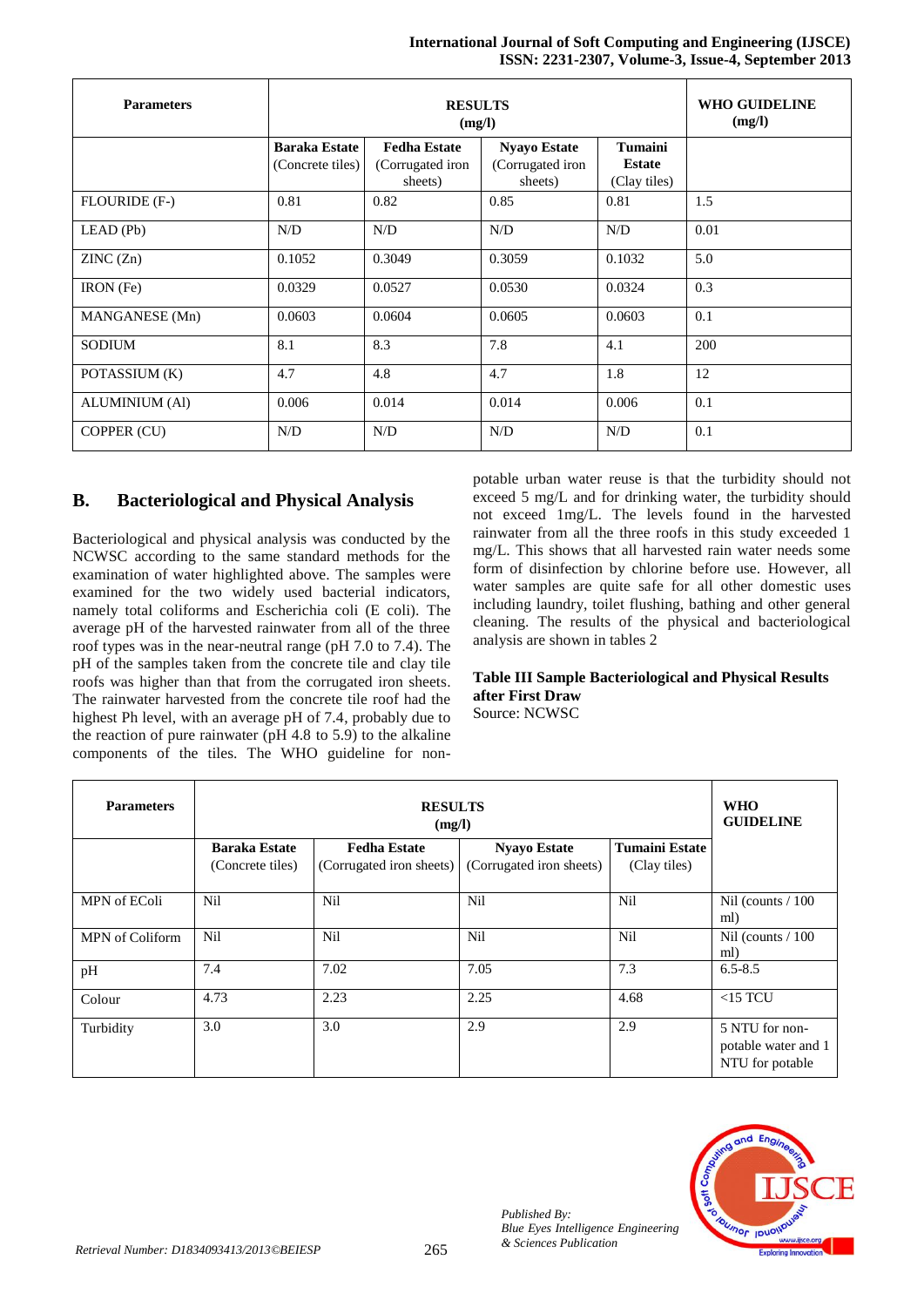| Parameters | RESULTS (mg/l) | | | | WHO GUIDELINE (mg/l) |
|---|---|---|---|---|---|
| | **Baraka Estate** (Concrete tiles) | **Fedha Estate** (Corrugated iron sheets) | **Nyayo Estate** (Corrugated iron sheets) | **Tumaini Estate** (Clay tiles) | |
| FLOURIDE (F-) | 0.81 | 0.82 | 0.85 | 0.81 | 1.5 |
| LEAD (Pb) | N/D | N/D | N/D | N/D | 0.01 |
| ZINC (Zn) | 0.1052 | 0.3049 | 0.3059 | 0.1032 | 5.0 |
| IRON (Fe) | 0.0329 | 0.0527 | 0.0530 | 0.0324 | 0.3 |
| MANGANESE (Mn) | 0.0603 | 0.0604 | 0.0605 | 0.0603 | 0.1 |
| SODIUM | 8.1 | 8.3 | 7.8 | 4.1 | 200 |
| POTASSIUM (K) | 4.7 | 4.8 | 4.7 | 1.8 | 12 |
| ALUMINIUM (Al) | 0.006 | 0.014 | 0.014 | 0.006 | 0.1 |
| COPPER (CU) | N/D | N/D | N/D | N/D | 0.1 |

## B. Bacteriological and Physical Analysis

Bacteriological and physical analysis was conducted by the NCWSC according to the same standard methods for the examination of water highlighted above. The samples were examined for the two widely used bacterial indicators, namely total coliforms and Escherichia coli (E coli). The average pH of the harvested rainwater from all of the three roof types was in the near-neutral range (pH 7.0 to 7.4). The pH of the samples taken from the concrete tile and clay tile roofs was higher than that from the corrugated iron sheets. The rainwater harvested from the concrete tile roof had the highest Ph level, with an average pH of 7.4, probably due to the reaction of pure rainwater (pH 4.8 to 5.9) to the alkaline components of the tiles. The WHO guideline for non-potable urban water reuse is that the turbidity should not exceed 5 mg/L and for drinking water, the turbidity should not exceed 1mg/L. The levels found in the harvested rainwater from all the three roofs in this study exceeded 1 mg/L. This shows that all harvested rain water needs some form of disinfection by chlorine before use. However, all water samples are quite safe for all other domestic uses including laundry, toilet flushing, bathing and other general cleaning. The results of the physical and bacteriological analysis are shown in tables 2

**Table III Sample Bacteriological and Physical Results after First Draw**

Source: NCWSC

| Parameters | RESULTS (mg/l) | | | | WHO GUIDELINE |
|---|---|---|---|---|---|
| | **Baraka Estate** (Concrete tiles) | **Fedha Estate** (Corrugated iron sheets) | **Nyayo Estate** (Corrugated iron sheets) | **Tumaini Estate** (Clay tiles) | |
| MPN of EColi | Nil | Nil | Nil | Nil | Nil (counts / 100 ml) |
| MPN of Coliform | Nil | Nil | Nil | Nil | Nil (counts / 100 ml) |
| pH | 7.4 | 7.02 | 7.05 | 7.3 | 6.5-8.5 |
| Colour | 4.73 | 2.23 | 2.25 | 4.68 | <15 TCU |
| Turbidity | 3.0 | 3.0 | 2.9 | 2.9 | 5 NTU for non-potable water and 1 NTU for potable |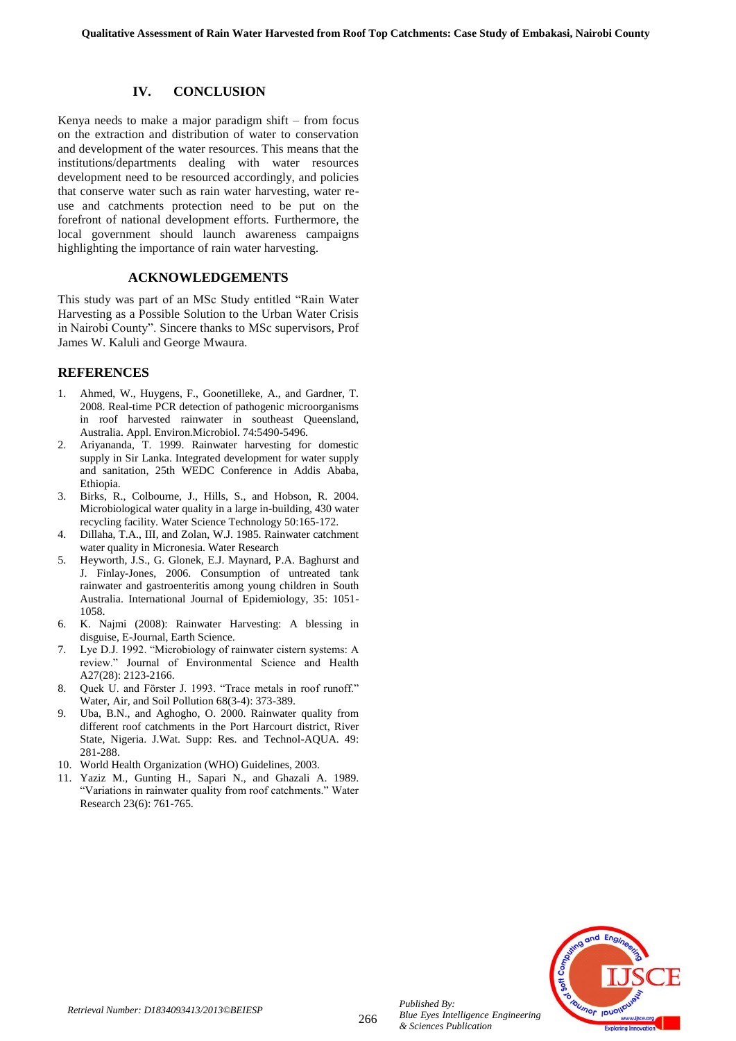## IV. CONCLUSION

Kenya needs to make a major paradigm shift – from focus on the extraction and distribution of water to conservation and development of the water resources. This means that the institutions/departments dealing with water resources development need to be resourced accordingly, and policies that conserve water such as rain water harvesting, water re-use and catchments protection need to be put on the forefront of national development efforts. Furthermore, the local government should launch awareness campaigns highlighting the importance of rain water harvesting.

## ACKNOWLEDGEMENTS

This study was part of an MSc Study entitled "Rain Water Harvesting as a Possible Solution to the Urban Water Crisis in Nairobi County". Sincere thanks to MSc supervisors, Prof James W. Kaluli and George Mwaura.

## REFERENCES

1. Ahmed, W., Huygens, F., Goonetilleke, A., and Gardner, T. 2008. Real-time PCR detection of pathogenic microorganisms in roof harvested rainwater in southeast Queensland, Australia. Appl. Environ.Microbiol. 74:5490-5496.
2. Ariyananda, T. 1999. Rainwater harvesting for domestic supply in Sir Lanka. Integrated development for water supply and sanitation, 25th WEDC Conference in Addis Ababa, Ethiopia.
3. Birks, R., Colbourne, J., Hills, S., and Hobson, R. 2004. Microbiological water quality in a large in-building, 430 water recycling facility. Water Science Technology 50:165-172.
4. Dillaha, T.A., III, and Zolan, W.J. 1985. Rainwater catchment water quality in Micronesia. Water Research
5. Heyworth, J.S., G. Glonek, E.J. Maynard, P.A. Baghurst and J. Finlay-Jones, 2006. Consumption of untreated tank rainwater and gastroenteritis among young children in South Australia. International Journal of Epidemiology, 35: 1051-1058.
6. K. Najmi (2008): Rainwater Harvesting: A blessing in disguise, E-Journal, Earth Science.
7. Lye D.J. 1992. "Microbiology of rainwater cistern systems: A review." Journal of Environmental Science and Health A27(28): 2123-2166.
8. Quek U. and Förster J. 1993. "Trace metals in roof runoff." Water, Air, and Soil Pollution 68(3-4): 373-389.
9. Uba, B.N., and Aghogho, O. 2000. Rainwater quality from different roof catchments in the Port Harcourt district, River State, Nigeria. J.Wat. Supp: Res. and Technol-AQUA. 49: 281-288.
10. World Health Organization (WHO) Guidelines, 2003.
11. Yaziz M., Gunting H., Sapari N., and Ghazali A. 1989. "Variations in rainwater quality from roof catchments." Water Research 23(6): 761-765.